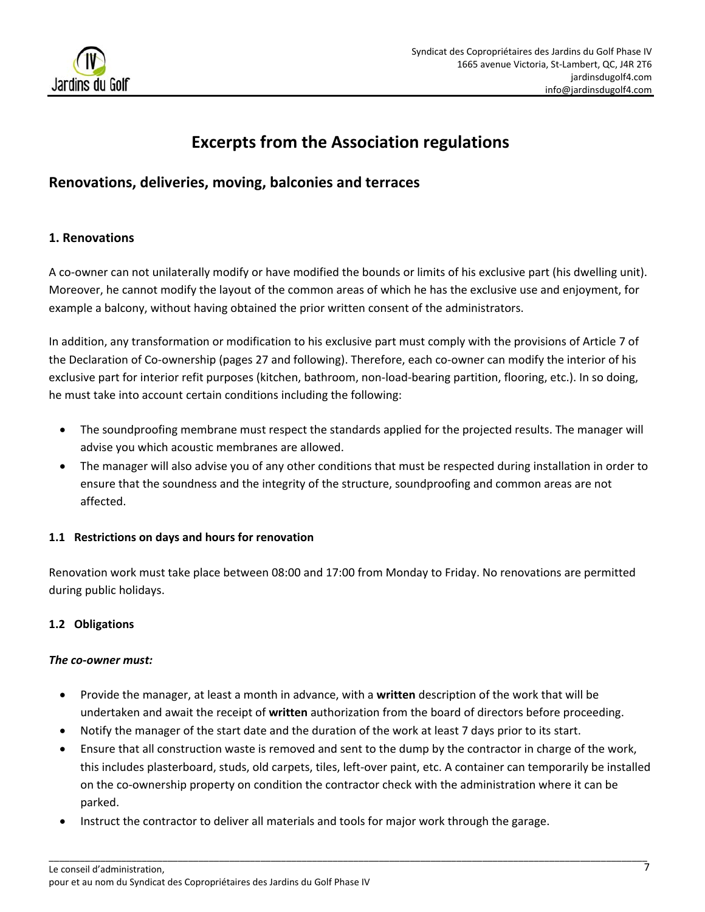# Excerpts from the Association regulations

## Renovations, deliveries, moving, balconies and terraces

### 1. Renovations

A co-owner can not unilaterally modify or have modified the bounds or limits of his exclusive part (his dwelling unit). Moreover, he cannot modify the layout of the common areas of which he has the exclusive use and enjoyment, for example a balcony, without having obtained the prior written consent of the administrators.

In addition, any transformation or modification to his exclusive part must comply with the provisions of Article 7 of the Declaration of Co-ownership (pages 27 and following). Therefore, each co-owner can modify the interior of his exclusive part for interior refit purposes (kitchen, bathroom, non-load-bearing partition, flooring, etc.). In so doing, he must take into account certain conditions including the following:

- The soundproofing membrane must respect the standards applied for the projected results. The manager will advise you which acoustic membranes are allowed.
- The manager will also advise you of any other conditions that must be respected during installation in order to ensure that the soundness and the integrity of the structure, soundproofing and common areas are not affected.

#### 1.1 Restrictions on days and hours for renovation

Renovation work must take place between 08:00 and 17:00 from Monday to Friday. No renovations are permitted during public holidays.

#### 1.2 Obligations

***The co-owner must:***

- Provide the manager, at least a month in advance, with a **written** description of the work that will be undertaken and await the receipt of **written** authorization from the board of directors before proceeding.
- Notify the manager of the start date and the duration of the work at least 7 days prior to its start.
- Ensure that all construction waste is removed and sent to the dump by the contractor in charge of the work, this includes plasterboard, studs, old carpets, tiles, left-over paint, etc. A container can temporarily be installed on the co-ownership property on condition the contractor check with the administration where it can be parked.
- Instruct the contractor to deliver all materials and tools for major work through the garage.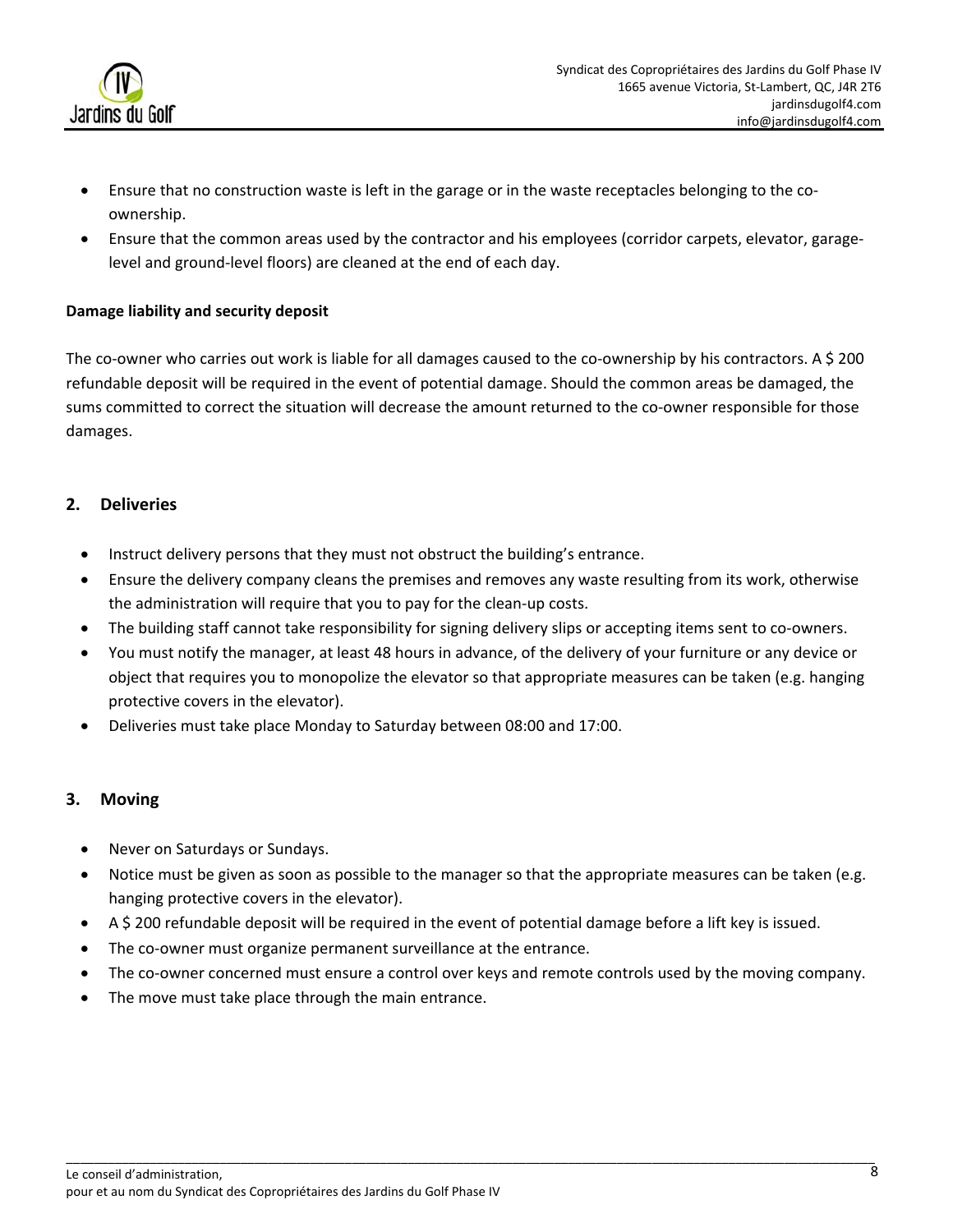- Ensure that no construction waste is left in the garage or in the waste receptacles belonging to the co-ownership.
- Ensure that the common areas used by the contractor and his employees (corridor carpets, elevator, garage-level and ground-level floors) are cleaned at the end of each day.

**Damage liability and security deposit**

The co-owner who carries out work is liable for all damages caused to the co-ownership by his contractors. A $ 200 refundable deposit will be required in the event of potential damage. Should the common areas be damaged, the sums committed to correct the situation will decrease the amount returned to the co-owner responsible for those damages.

## 2. Deliveries

- Instruct delivery persons that they must not obstruct the building's entrance.
- Ensure the delivery company cleans the premises and removes any waste resulting from its work, otherwise the administration will require that you to pay for the clean-up costs.
- The building staff cannot take responsibility for signing delivery slips or accepting items sent to co-owners.
- You must notify the manager, at least 48 hours in advance, of the delivery of your furniture or any device or object that requires you to monopolize the elevator so that appropriate measures can be taken (e.g. hanging protective covers in the elevator).
- Deliveries must take place Monday to Saturday between 08:00 and 17:00.

## 3. Moving

- Never on Saturdays or Sundays.
- Notice must be given as soon as possible to the manager so that the appropriate measures can be taken (e.g. hanging protective covers in the elevator).
- A $ 200 refundable deposit will be required in the event of potential damage before a lift key is issued.
- The co-owner must organize permanent surveillance at the entrance.
- The co-owner concerned must ensure a control over keys and remote controls used by the moving company.
- The move must take place through the main entrance.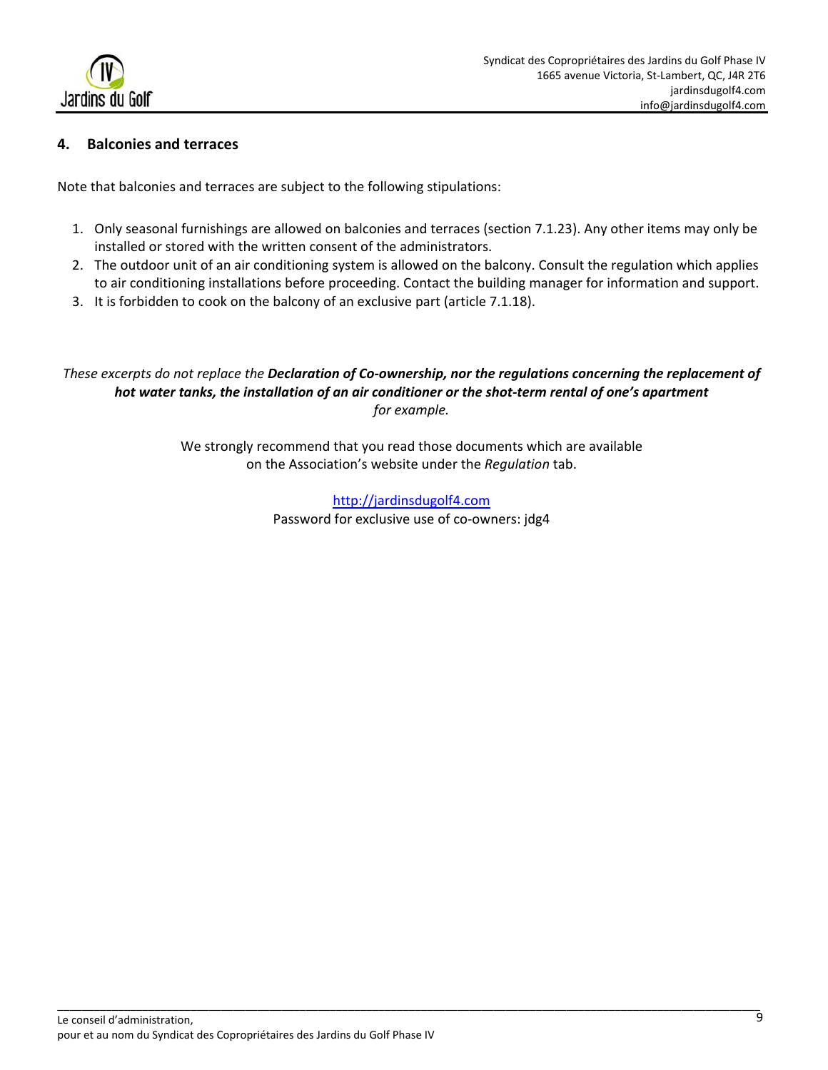## 4. Balconies and terraces

Note that balconies and terraces are subject to the following stipulations:

1. Only seasonal furnishings are allowed on balconies and terraces (section 7.1.23). Any other items may only be installed or stored with the written consent of the administrators.
2. The outdoor unit of an air conditioning system is allowed on the balcony. Consult the regulation which applies to air conditioning installations before proceeding. Contact the building manager for information and support.
3. It is forbidden to cook on the balcony of an exclusive part (article 7.1.18).

*These excerpts do not replace the* ***Declaration of Co-ownership, nor the regulations concerning the replacement of hot water tanks, the installation of an air conditioner or the shot-term rental of one's apartment*** *for example.*

We strongly recommend that you read those documents which are available on the Association's website under the *Regulation* tab.

http://jardinsdugolf4.com
Password for exclusive use of co-owners: jdg4

Le conseil d'administration,
pour et au nom du Syndicat des Copropriétaires des Jardins du Golf Phase IV